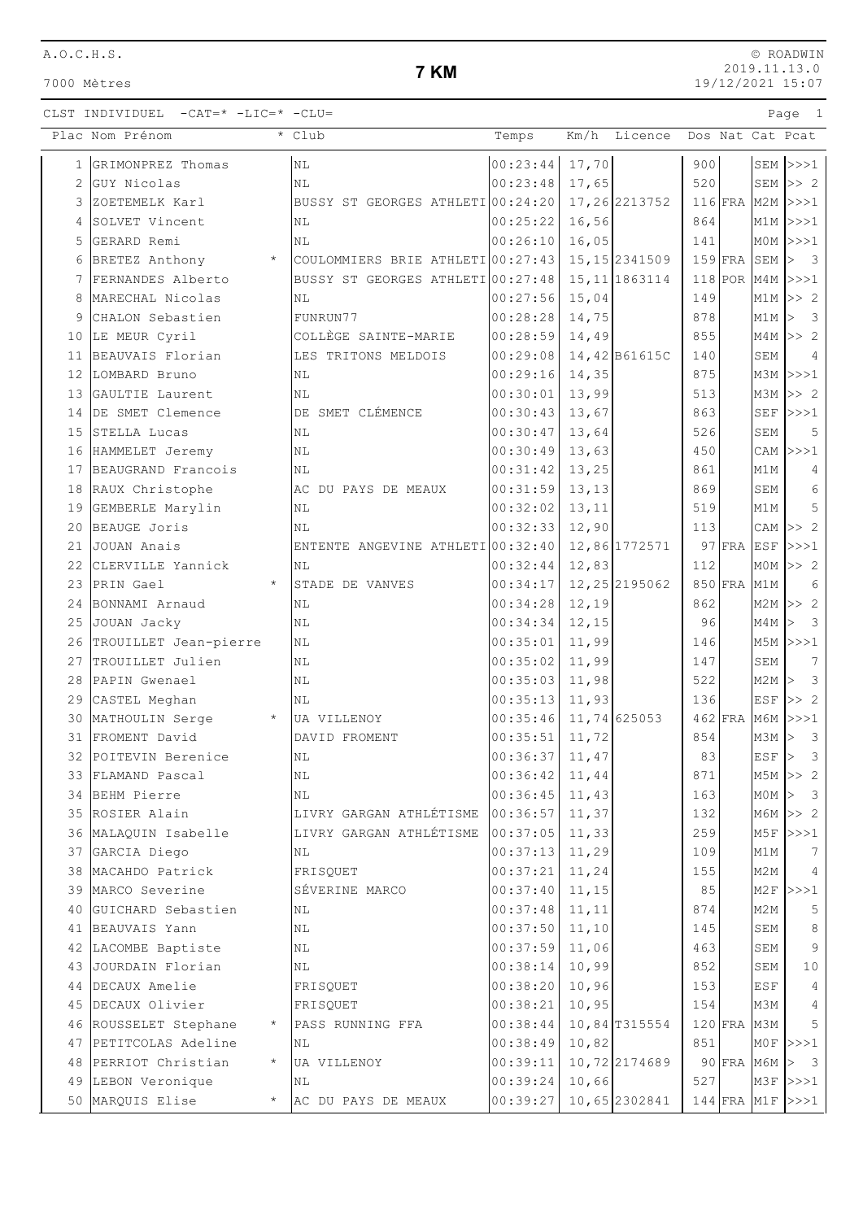A.O.C.H.S.

7000 Mètres

# 7 KM

© ROADWIN
2019.11.13.0
19/12/2021 15:07

CLST INDIVIDUEL -CAT=* -LIC=* -CLU=

| Plac | Nom Prénom | * | Club | Temps | Km/h | Licence | Dos | Nat | Cat | Pcat |
|---|---|---|---|---|---|---|---|---|---|---|
| 1 | GRIMONPREZ Thomas | | NL | 00:23:44 | 17,70 | | 900 | | SEM | >>>1 |
| 2 | GUY Nicolas | | NL | 00:23:48 | 17,65 | | 520 | | SEM | >> 2 |
| 3 | ZOETEMELK Karl | | BUSSY ST GEORGES ATHLETI | 00:24:20 | 17,26 | 2213752 | 116 | FRA | M2M | >>>1 |
| 4 | SOLVET Vincent | | NL | 00:25:22 | 16,56 | | 864 | | M1M | >>>1 |
| 5 | GERARD Remi | | NL | 00:26:10 | 16,05 | | 141 | | M0M | >>>1 |
| 6 | BRETEZ Anthony | * | COULOMMIERS BRIE ATHLETI | 00:27:43 | 15,15 | 2341509 | 159 | FRA | SEM | > 3 |
| 7 | FERNANDES Alberto | | BUSSY ST GEORGES ATHLETI | 00:27:48 | 15,11 | 1863114 | 118 | POR | M4M | >>>1 |
| 8 | MARECHAL Nicolas | | NL | 00:27:56 | 15,04 | | 149 | | M1M | >> 2 |
| 9 | CHALON Sebastien | | FUNRUN77 | 00:28:28 | 14,75 | | 878 | | M1M | > 3 |
| 10 | LE MEUR Cyril | | COLLÈGE SAINTE-MARIE | 00:28:59 | 14,49 | | 855 | | M4M | >> 2 |
| 11 | BEAUVAIS Florian | | LES TRITONS MELDOIS | 00:29:08 | 14,42 | B61615C | 140 | | SEM | 4 |
| 12 | LOMBARD Bruno | | NL | 00:29:16 | 14,35 | | 875 | | M3M | >>>1 |
| 13 | GAULTIE Laurent | | NL | 00:30:01 | 13,99 | | 513 | | M3M | >> 2 |
| 14 | DE SMET Clemence | | DE SMET CLÉMENCE | 00:30:43 | 13,67 | | 863 | | SEF | >>>1 |
| 15 | STELLA Lucas | | NL | 00:30:47 | 13,64 | | 526 | | SEM | 5 |
| 16 | HAMMELET Jeremy | | NL | 00:30:49 | 13,63 | | 450 | | CAM | >>>1 |
| 17 | BEAUGRAND Francois | | NL | 00:31:42 | 13,25 | | 861 | | M1M | 4 |
| 18 | RAUX Christophe | | AC DU PAYS DE MEAUX | 00:31:59 | 13,13 | | 869 | | SEM | 6 |
| 19 | GEMBERLE Marylin | | NL | 00:32:02 | 13,11 | | 519 | | M1M | 5 |
| 20 | BEAUGE Joris | | NL | 00:32:33 | 12,90 | | 113 | | CAM | >> 2 |
| 21 | JOUAN Anais | | ENTENTE ANGEVINE ATHLETI | 00:32:40 | 12,86 | 1772571 | 97 | FRA | ESF | >>>1 |
| 22 | CLERVILLE Yannick | | NL | 00:32:44 | 12,83 | | 112 | | M0M | >> 2 |
| 23 | PRIN Gael | * | STADE DE VANVES | 00:34:17 | 12,25 | 2195062 | 850 | FRA | M1M | 6 |
| 24 | BONNAMI Arnaud | | NL | 00:34:28 | 12,19 | | 862 | | M2M | >> 2 |
| 25 | JOUAN Jacky | | NL | 00:34:34 | 12,15 | | 96 | | M4M | > 3 |
| 26 | TROUILLET Jean-pierre | | NL | 00:35:01 | 11,99 | | 146 | | M5M | >>>1 |
| 27 | TROUILLET Julien | | NL | 00:35:02 | 11,99 | | 147 | | SEM | 7 |
| 28 | PAPIN Gwenael | | NL | 00:35:03 | 11,98 | | 522 | | M2M | > 3 |
| 29 | CASTEL Meghan | | NL | 00:35:13 | 11,93 | | 136 | | ESF | >> 2 |
| 30 | MATHOULIN Serge | * | UA VILLENOY | 00:35:46 | 11,74 | 625053 | 462 | FRA | M6M | >>>1 |
| 31 | FROMENT David | | DAVID FROMENT | 00:35:51 | 11,72 | | 854 | | M3M | > 3 |
| 32 | POITEVIN Berenice | | NL | 00:36:37 | 11,47 | | 83 | | ESF | > 3 |
| 33 | FLAMAND Pascal | | NL | 00:36:42 | 11,44 | | 871 | | M5M | >> 2 |
| 34 | BEHM Pierre | | NL | 00:36:45 | 11,43 | | 163 | | M0M | > 3 |
| 35 | ROSIER Alain | | LIVRY GARGAN ATHLÉTISME | 00:36:57 | 11,37 | | 132 | | M6M | >> 2 |
| 36 | MALAQUIN Isabelle | | LIVRY GARGAN ATHLÉTISME | 00:37:05 | 11,33 | | 259 | | M5F | >>>1 |
| 37 | GARCIA Diego | | NL | 00:37:13 | 11,29 | | 109 | | M1M | 7 |
| 38 | MACAHDO Patrick | | FRISQUET | 00:37:21 | 11,24 | | 155 | | M2M | 4 |
| 39 | MARCO Severine | | SÉVERINE MARCO | 00:37:40 | 11,15 | | 85 | | M2F | >>>1 |
| 40 | GUICHARD Sebastien | | NL | 00:37:48 | 11,11 | | 874 | | M2M | 5 |
| 41 | BEAUVAIS Yann | | NL | 00:37:50 | 11,10 | | 145 | | SEM | 8 |
| 42 | LACOMBE Baptiste | | NL | 00:37:59 | 11,06 | | 463 | | SEM | 9 |
| 43 | JOURDAIN Florian | | NL | 00:38:14 | 10,99 | | 852 | | SEM | 10 |
| 44 | DECAUX Amelie | | FRISQUET | 00:38:20 | 10,96 | | 153 | | ESF | 4 |
| 45 | DECAUX Olivier | | FRISQUET | 00:38:21 | 10,95 | | 154 | | M3M | 4 |
| 46 | ROUSSELET Stephane | * | PASS RUNNING FFA | 00:38:44 | 10,84 | T315554 | 120 | FRA | M3M | 5 |
| 47 | PETITCOLAS Adeline | | NL | 00:38:49 | 10,82 | | 851 | | M0F | >>>1 |
| 48 | PERRIOT Christian | * | UA VILLENOY | 00:39:11 | 10,72 | 2174689 | 90 | FRA | M6M | > 3 |
| 49 | LEBON Veronique | | NL | 00:39:24 | 10,66 | | 527 | | M3F | >>>1 |
| 50 | MARQUIS Elise | * | AC DU PAYS DE MEAUX | 00:39:27 | 10,65 | 2302841 | 144 | FRA | M1F | >>>1 |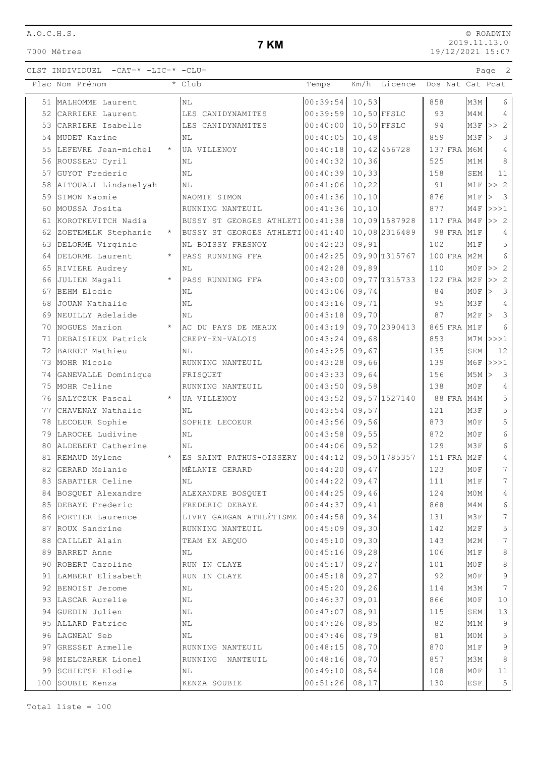A.O.C.H.S.

7000 Mètres

# 7 KM

© ROADWIN
2019.11.13.0
19/12/2021 15:07

CLST INDIVIDUEL -CAT=* -LIC=* -CLU=

| Plac | Nom Prénom | * | Club | Temps | Km/h | Licence | Dos | Nat | Cat | Pcat |
|---|---|---|---|---|---|---|---|---|---|---|
| 51 | MALHOMME Laurent | | NL | 00:39:54 | 10,53 | | 858 | | M3M | 6 |
| 52 | CARRIERE Laurent | | LES CANIDYNAMITES | 00:39:59 | 10,50 | FFSLC | 93 | | M4M | 4 |
| 53 | CARRIERE Isabelle | | LES CANIDYNAMITES | 00:40:00 | 10,50 | FFSLC | 94 | | M3F | >> 2 |
| 54 | MUDET Karine | | NL | 00:40:05 | 10,48 | | 859 | | M3F | > 3 |
| 55 | LEFEVRE Jean-michel | * | UA VILLENOY | 00:40:18 | 10,42 | 456728 | 137 | FRA | M6M | 4 |
| 56 | ROUSSEAU Cyril | | NL | 00:40:32 | 10,36 | | 525 | | M1M | 8 |
| 57 | GUYOT Frederic | | NL | 00:40:39 | 10,33 | | 158 | | SEM | 11 |
| 58 | AITOUALI Lindanelyah | | NL | 00:41:06 | 10,22 | | 91 | | M1F | >> 2 |
| 59 | SIMON Naomie | | NAOMIE SIMON | 00:41:36 | 10,10 | | 876 | | M1F | > 3 |
| 60 | MOUSSA Josita | | RUNNING NANTEUIL | 00:41:36 | 10,10 | | 877 | | M4F | >>>1 |
| 61 | KOROTKEVITCH Nadia | | BUSSY ST GEORGES ATHLETI | 00:41:38 | 10,09 | 1587928 | 117 | FRA | M4F | >> 2 |
| 62 | ZOETEMELK Stephanie | * | BUSSY ST GEORGES ATHLETI | 00:41:40 | 10,08 | 2316489 | 98 | FRA | M1F | 4 |
| 63 | DELORME Virginie | | NL BOISSY FRESNOY | 00:42:23 | 09,91 | | 102 | | M1F | 5 |
| 64 | DELORME Laurent | * | PASS RUNNING FFA | 00:42:25 | 09,90 | T315767 | 100 | FRA | M2M | 6 |
| 65 | RIVIERE Audrey | | NL | 00:42:28 | 09,89 | | 110 | | M0F | >> 2 |
| 66 | JULIEN Magali | * | PASS RUNNING FFA | 00:43:00 | 09,77 | T315733 | 122 | FRA | M2F | >> 2 |
| 67 | BEHM Elodie | | NL | 00:43:06 | 09,74 | | 84 | | M0F | > 3 |
| 68 | JOUAN Nathalie | | NL | 00:43:16 | 09,71 | | 95 | | M3F | 4 |
| 69 | NEUILLY Adelaide | | NL | 00:43:18 | 09,70 | | 87 | | M2F | > 3 |
| 70 | NOGUES Marion | * | AC DU PAYS DE MEAUX | 00:43:19 | 09,70 | 2390413 | 865 | FRA | M1F | 6 |
| 71 | DEBAISIEUX Patrick | | CREPY-EN-VALOIS | 00:43:24 | 09,68 | | 853 | | M7M | >>>1 |
| 72 | BARRET Mathieu | | NL | 00:43:25 | 09,67 | | 135 | | SEM | 12 |
| 73 | MOHR Nicole | | RUNNING NANTEUIL | 00:43:28 | 09,66 | | 139 | | M6F | >>>1 |
| 74 | GANEVALLE Dominique | | FRISQUET | 00:43:33 | 09,64 | | 156 | | M5M | > 3 |
| 75 | MOHR Celine | | RUNNING NANTEUIL | 00:43:50 | 09,58 | | 138 | | M0F | 4 |
| 76 | SALYCZUK Pascal | * | UA VILLENOY | 00:43:52 | 09,57 | 1527140 | 88 | FRA | M4M | 5 |
| 77 | CHAVENAY Nathalie | | NL | 00:43:54 | 09,57 | | 121 | | M3F | 5 |
| 78 | LECOEUR Sophie | | SOPHIE LECOEUR | 00:43:56 | 09,56 | | 873 | | M0F | 5 |
| 79 | LAROCHE Ludivine | | NL | 00:43:58 | 09,55 | | 872 | | M0F | 6 |
| 80 | ALDEBERT Catherine | | NL | 00:44:06 | 09,52 | | 129 | | M3F | 6 |
| 81 | REMAUD Mylene | * | ES SAINT PATHUS-OISSERY | 00:44:12 | 09,50 | 1785357 | 151 | FRA | M2F | 4 |
| 82 | GERARD Melanie | | MÉLANIE GERARD | 00:44:20 | 09,47 | | 123 | | M0F | 7 |
| 83 | SABATIER Celine | | NL | 00:44:22 | 09,47 | | 111 | | M1F | 7 |
| 84 | BOSQUET Alexandre | | ALEXANDRE BOSQUET | 00:44:25 | 09,46 | | 124 | | M0M | 4 |
| 85 | DEBAYE Frederic | | FREDERIC DEBAYE | 00:44:37 | 09,41 | | 868 | | M4M | 6 |
| 86 | PORTIER Laurence | | LIVRY GARGAN ATHLÉTISME | 00:44:58 | 09,34 | | 131 | | M3F | 7 |
| 87 | ROUX Sandrine | | RUNNING NANTEUIL | 00:45:09 | 09,30 | | 142 | | M2F | 5 |
| 88 | CAILLET Alain | | TEAM EX AEQUO | 00:45:10 | 09,30 | | 143 | | M2M | 7 |
| 89 | BARRET Anne | | NL | 00:45:16 | 09,28 | | 106 | | M1F | 8 |
| 90 | ROBERT Caroline | | RUN IN CLAYE | 00:45:17 | 09,27 | | 101 | | M0F | 8 |
| 91 | LAMBERT Elisabeth | | RUN IN CLAYE | 00:45:18 | 09,27 | | 92 | | M0F | 9 |
| 92 | BENOIST Jerome | | NL | 00:45:20 | 09,26 | | 114 | | M3M | 7 |
| 93 | LASCAR Aurelie | | NL | 00:46:37 | 09,01 | | 866 | | M0F | 10 |
| 94 | GUEDIN Julien | | NL | 00:47:07 | 08,91 | | 115 | | SEM | 13 |
| 95 | ALLARD Patrice | | NL | 00:47:26 | 08,85 | | 82 | | M1M | 9 |
| 96 | LAGNEAU Seb | | NL | 00:47:46 | 08,79 | | 81 | | M0M | 5 |
| 97 | GRESSET Armelle | | RUNNING NANTEUIL | 00:48:15 | 08,70 | | 870 | | M1F | 9 |
| 98 | MIELCZAREK Lionel | | RUNNING NANTEUIL | 00:48:16 | 08,70 | | 857 | | M3M | 8 |
| 99 | SCHIETSE Elodie | | NL | 00:49:10 | 08,54 | | 108 | | M0F | 11 |
| 100 | SOUBIE Kenza | | KENZA SOUBIE | 00:51:26 | 08,17 | | 130 | | ESF | 5 |

Total liste = 100